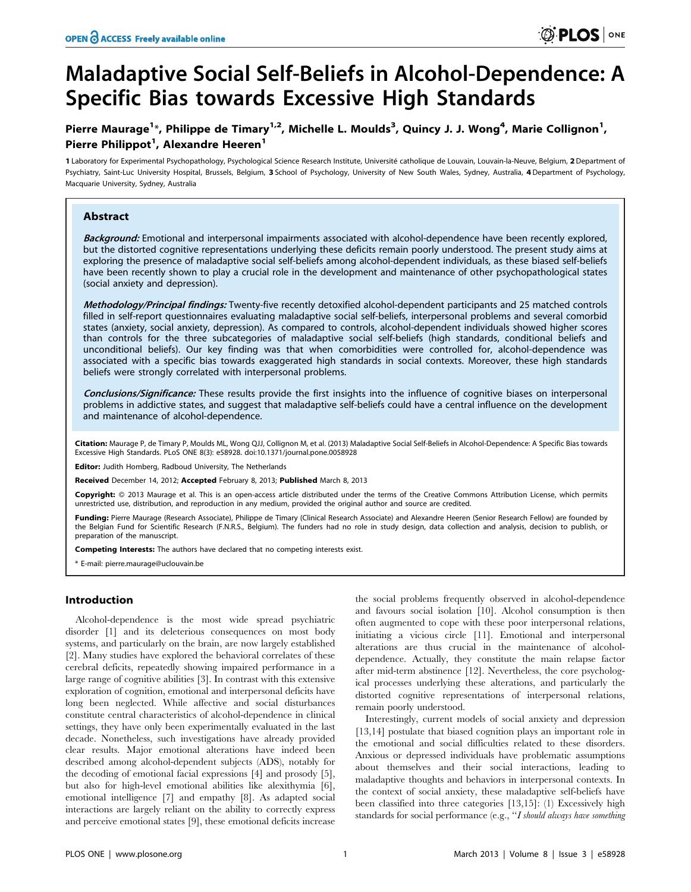# Maladaptive Social Self-Beliefs in Alcohol-Dependence: A Specific Bias towards Excessive High Standards

**Pierre Maurage[1]*, Philippe de Timary[1,2], Michelle L. Moulds[3], Quincy J. J. Wong[4], Marie Collignon[1], Pierre Philippot[1], Alexandre Heeren[1]**

1 Laboratory for Experimental Psychopathology, Psychological Science Research Institute, Université catholique de Louvain, Louvain-la-Neuve, Belgium, 2 Department of Psychiatry, Saint-Luc University Hospital, Brussels, Belgium, 3 School of Psychology, University of New South Wales, Sydney, Australia, 4 Department of Psychology, Macquarie University, Sydney, Australia

## Abstract

***Background:*** Emotional and interpersonal impairments associated with alcohol-dependence have been recently explored, but the distorted cognitive representations underlying these deficits remain poorly understood. The present study aims at exploring the presence of maladaptive social self-beliefs among alcohol-dependent individuals, as these biased self-beliefs have been recently shown to play a crucial role in the development and maintenance of other psychopathological states (social anxiety and depression).

***Methodology/Principal findings:*** Twenty-five recently detoxified alcohol-dependent participants and 25 matched controls filled in self-report questionnaires evaluating maladaptive social self-beliefs, interpersonal problems and several comorbid states (anxiety, social anxiety, depression). As compared to controls, alcohol-dependent individuals showed higher scores than controls for the three subcategories of maladaptive social self-beliefs (high standards, conditional beliefs and unconditional beliefs). Our key finding was that when comorbidities were controlled for, alcohol-dependence was associated with a specific bias towards exaggerated high standards in social contexts. Moreover, these high standards beliefs were strongly correlated with interpersonal problems.

***Conclusions/Significance:*** These results provide the first insights into the influence of cognitive biases on interpersonal problems in addictive states, and suggest that maladaptive self-beliefs could have a central influence on the development and maintenance of alcohol-dependence.

**Citation:** Maurage P, de Timary P, Moulds ML, Wong QJJ, Collignon M, et al. (2013) Maladaptive Social Self-Beliefs in Alcohol-Dependence: A Specific Bias towards Excessive High Standards. PLoS ONE 8(3): e58928. doi:10.1371/journal.pone.0058928

**Editor:** Judith Homberg, Radboud University, The Netherlands

**Received** December 14, 2012; **Accepted** February 8, 2013; **Published** March 8, 2013

**Copyright:** © 2013 Maurage et al. This is an open-access article distributed under the terms of the Creative Commons Attribution License, which permits unrestricted use, distribution, and reproduction in any medium, provided the original author and source are credited.

**Funding:** Pierre Maurage (Research Associate), Philippe de Timary (Clinical Research Associate) and Alexandre Heeren (Senior Research Fellow) are founded by the Belgian Fund for Scientific Research (F.N.R.S., Belgium). The funders had no role in study design, data collection and analysis, decision to publish, or preparation of the manuscript.

**Competing Interests:** The authors have declared that no competing interests exist.

\* E-mail: pierre.maurage@uclouvain.be

## Introduction

Alcohol-dependence is the most wide spread psychiatric disorder [1] and its deleterious consequences on most body systems, and particularly on the brain, are now largely established [2]. Many studies have explored the behavioral correlates of these cerebral deficits, repeatedly showing impaired performance in a large range of cognitive abilities [3]. In contrast with this extensive exploration of cognition, emotional and interpersonal deficits have long been neglected. While affective and social disturbances constitute central characteristics of alcohol-dependence in clinical settings, they have only been experimentally evaluated in the last decade. Nonetheless, such investigations have already provided clear results. Major emotional alterations have indeed been described among alcohol-dependent subjects (ADS), notably for the decoding of emotional facial expressions [4] and prosody [5], but also for high-level emotional abilities like alexithymia [6], emotional intelligence [7] and empathy [8]. As adapted social interactions are largely reliant on the ability to correctly express and perceive emotional states [9], these emotional deficits increase the social problems frequently observed in alcohol-dependence and favours social isolation [10]. Alcohol consumption is then often augmented to cope with these poor interpersonal relations, initiating a vicious circle [11]. Emotional and interpersonal alterations are thus crucial in the maintenance of alcohol-dependence. Actually, they constitute the main relapse factor after mid-term abstinence [12]. Nevertheless, the core psychological processes underlying these alterations, and particularly the distorted cognitive representations of interpersonal relations, remain poorly understood.

Interestingly, current models of social anxiety and depression [13,14] postulate that biased cognition plays an important role in the emotional and social difficulties related to these disorders. Anxious or depressed individuals have problematic assumptions about themselves and their social interactions, leading to maladaptive thoughts and behaviors in interpersonal contexts. In the context of social anxiety, these maladaptive self-beliefs have been classified into three categories [13,15]: (1) Excessively high standards for social performance (e.g., "*I should always have something*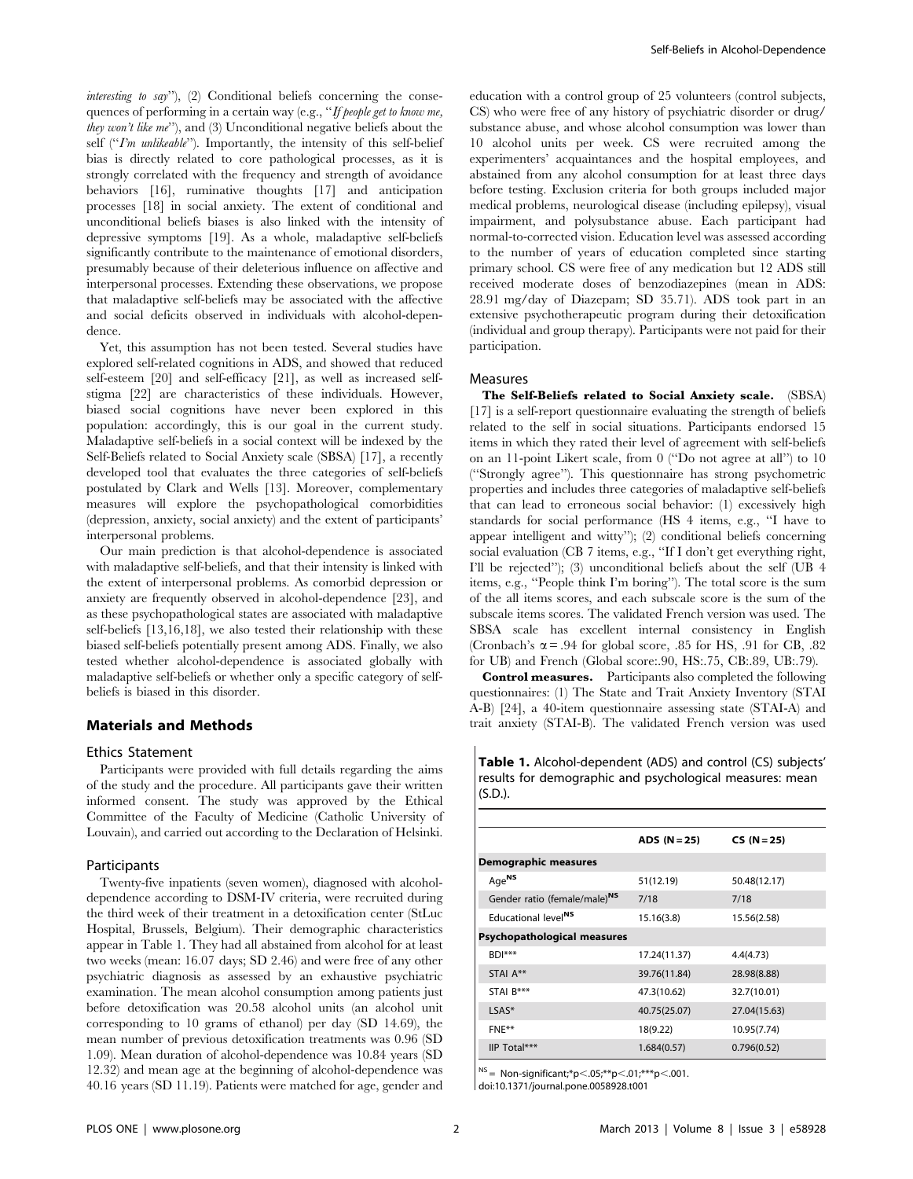*interesting to say*''), (2) Conditional beliefs concerning the consequences of performing in a certain way (e.g., ''*If people get to know me, they won't like me*''), and (3) Unconditional negative beliefs about the self (''*I'm unlikeable*''). Importantly, the intensity of this self-belief bias is directly related to core pathological processes, as it is strongly correlated with the frequency and strength of avoidance behaviors [16], ruminative thoughts [17] and anticipation processes [18] in social anxiety. The extent of conditional and unconditional beliefs biases is also linked with the intensity of depressive symptoms [19]. As a whole, maladaptive self-beliefs significantly contribute to the maintenance of emotional disorders, presumably because of their deleterious influence on affective and interpersonal processes. Extending these observations, we propose that maladaptive self-beliefs may be associated with the affective and social deficits observed in individuals with alcohol-dependence.

Yet, this assumption has not been tested. Several studies have explored self-related cognitions in ADS, and showed that reduced self-esteem [20] and self-efficacy [21], as well as increased self-stigma [22] are characteristics of these individuals. However, biased social cognitions have never been explored in this population: accordingly, this is our goal in the current study. Maladaptive self-beliefs in a social context will be indexed by the Self-Beliefs related to Social Anxiety scale (SBSA) [17], a recently developed tool that evaluates the three categories of self-beliefs postulated by Clark and Wells [13]. Moreover, complementary measures will explore the psychopathological comorbidities (depression, anxiety, social anxiety) and the extent of participants' interpersonal problems.

Our main prediction is that alcohol-dependence is associated with maladaptive self-beliefs, and that their intensity is linked with the extent of interpersonal problems. As comorbid depression or anxiety are frequently observed in alcohol-dependence [23], and as these psychopathological states are associated with maladaptive self-beliefs [13,16,18], we also tested their relationship with these biased self-beliefs potentially present among ADS. Finally, we also tested whether alcohol-dependence is associated globally with maladaptive self-beliefs or whether only a specific category of self-beliefs is biased in this disorder.

## Materials and Methods

### Ethics Statement

Participants were provided with full details regarding the aims of the study and the procedure. All participants gave their written informed consent. The study was approved by the Ethical Committee of the Faculty of Medicine (Catholic University of Louvain), and carried out according to the Declaration of Helsinki.

### Participants

Twenty-five inpatients (seven women), diagnosed with alcohol-dependence according to DSM-IV criteria, were recruited during the third week of their treatment in a detoxification center (StLuc Hospital, Brussels, Belgium). Their demographic characteristics appear in Table 1. They had all abstained from alcohol for at least two weeks (mean: 16.07 days; SD 2.46) and were free of any other psychiatric diagnosis as assessed by an exhaustive psychiatric examination. The mean alcohol consumption among patients just before detoxification was 20.58 alcohol units (an alcohol unit corresponding to 10 grams of ethanol) per day (SD 14.69), the mean number of previous detoxification treatments was 0.96 (SD 1.09). Mean duration of alcohol-dependence was 10.84 years (SD 12.32) and mean age at the beginning of alcohol-dependence was 40.16 years (SD 11.19). Patients were matched for age, gender and education with a control group of 25 volunteers (control subjects, CS) who were free of any history of psychiatric disorder or drug/substance abuse, and whose alcohol consumption was lower than 10 alcohol units per week. CS were recruited among the experimenters' acquaintances and the hospital employees, and abstained from any alcohol consumption for at least three days before testing. Exclusion criteria for both groups included major medical problems, neurological disease (including epilepsy), visual impairment, and polysubstance abuse. Each participant had normal-to-corrected vision. Education level was assessed according to the number of years of education completed since starting primary school. CS were free of any medication but 12 ADS still received moderate doses of benzodiazepines (mean in ADS: 28.91 mg/day of Diazepam; SD 35.71). ADS took part in an extensive psychotherapeutic program during their detoxification (individual and group therapy). Participants were not paid for their participation.

### Measures

**The Self-Beliefs related to Social Anxiety scale.** (SBSA) [17] is a self-report questionnaire evaluating the strength of beliefs related to the self in social situations. Participants endorsed 15 items in which they rated their level of agreement with self-beliefs on an 11-point Likert scale, from 0 (''Do not agree at all'') to 10 (''Strongly agree''). This questionnaire has strong psychometric properties and includes three categories of maladaptive self-beliefs that can lead to erroneous social behavior: (1) excessively high standards for social performance (HS 4 items, e.g., ''I have to appear intelligent and witty''); (2) conditional beliefs concerning social evaluation (CB 7 items, e.g., ''If I don't get everything right, I'll be rejected''); (3) unconditional beliefs about the self (UB 4 items, e.g., ''People think I'm boring''). The total score is the sum of the all items scores, and each subscale score is the sum of the subscale items scores. The validated French version was used. The SBSA scale has excellent internal consistency in English (Cronbach's $\alpha = .94$ for global score, .85 for HS, .91 for CB, .82 for UB) and French (Global score:.90, HS:.75, CB:.89, UB:.79).

**Control measures.** Participants also completed the following questionnaires: (1) The State and Trait Anxiety Inventory (STAI A-B) [24], a 40-item questionnaire assessing state (STAI-A) and trait anxiety (STAI-B). The validated French version was used

**Table 1.** Alcohol-dependent (ADS) and control (CS) subjects' results for demographic and psychological measures: mean (S.D.).

| | ADS (N = 25) | CS (N = 25) |
|---|---|---|
| **Demographic measures** | | |
| Age[NS] | 51(12.19) | 50.48(12.17) |
| Gender ratio (female/male)[NS] | 7/18 | 7/18 |
| Educational level[NS] | 15.16(3.8) | 15.56(2.58) |
| **Psychopathological measures** | | |
| BDI*** | 17.24(11.37) | 4.4(4.73) |
| STAI A** | 39.76(11.84) | 28.98(8.88) |
| STAI B*** | 47.3(10.62) | 32.7(10.01) |
| LSAS* | 40.75(25.07) | 27.04(15.63) |
| FNE** | 18(9.22) | 10.95(7.74) |
| IIP Total*** | 1.684(0.57) | 0.796(0.52) |

[NS] = Non-significant;*$p<.05$;**$p<.01$;***$p<.001$.

doi:10.1371/journal.pone.0058928.t001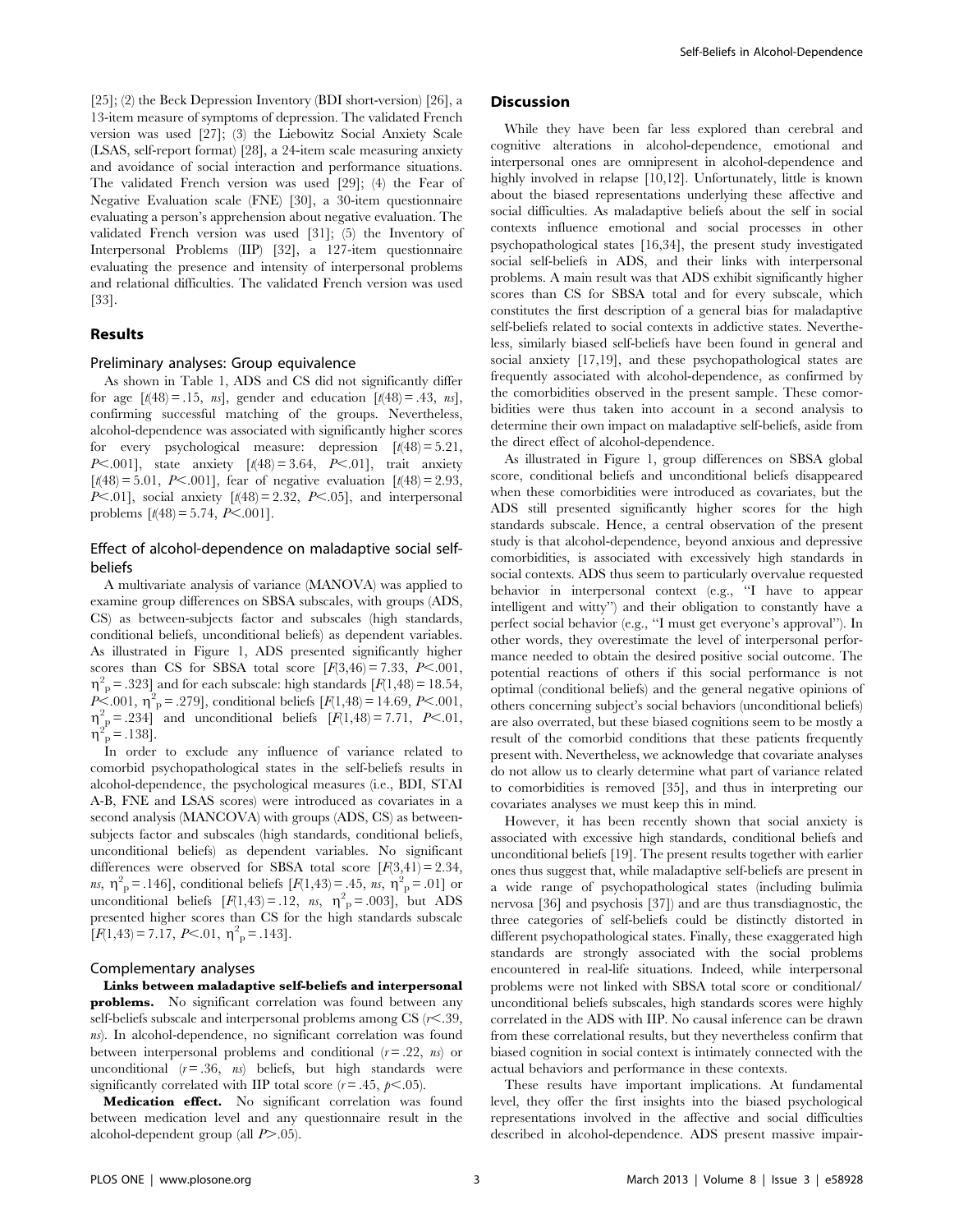[25]; (2) the Beck Depression Inventory (BDI short-version) [26], a 13-item measure of symptoms of depression. The validated French version was used [27]; (3) the Liebowitz Social Anxiety Scale (LSAS, self-report format) [28], a 24-item scale measuring anxiety and avoidance of social interaction and performance situations. The validated French version was used [29]; (4) the Fear of Negative Evaluation scale (FNE) [30], a 30-item questionnaire evaluating a person's apprehension about negative evaluation. The validated French version was used [31]; (5) the Inventory of Interpersonal Problems (IIP) [32], a 127-item questionnaire evaluating the presence and intensity of interpersonal problems and relational difficulties. The validated French version was used [33].

## Results

### Preliminary analyses: Group equivalence

As shown in Table 1, ADS and CS did not significantly differ for age [$t(48) = .15$, *ns*], gender and education [$t(48) = .43$, *ns*], confirming successful matching of the groups. Nevertheless, alcohol-dependence was associated with significantly higher scores for every psychological measure: depression [$t(48) = 5.21$, $P < .001$], state anxiety [$t(48) = 3.64$, $P < .01$], trait anxiety [$t(48) = 5.01$, $P < .001$], fear of negative evaluation [$t(48) = 2.93$, $P < .01$], social anxiety [$t(48) = 2.32$, $P < .05$], and interpersonal problems [$t(48) = 5.74$, $P < .001$].

### Effect of alcohol-dependence on maladaptive social self-beliefs

A multivariate analysis of variance (MANOVA) was applied to examine group differences on SBSA subscales, with groups (ADS, CS) as between-subjects factor and subscales (high standards, conditional beliefs, unconditional beliefs) as dependent variables. As illustrated in Figure 1, ADS presented significantly higher scores than CS for SBSA total score [$F(3,46) = 7.33$, $P < .001$, $\eta^2_p = .323$] and for each subscale: high standards [$F(1,48) = 18.54$, $P < .001$, $\eta^2_p = .279$], conditional beliefs [$F(1,48) = 14.69$, $P < .001$, $\eta^2_p = .234$] and unconditional beliefs [$F(1,48) = 7.71$, $P < .01$, $\eta^2_p = .138$].

In order to exclude any influence of variance related to comorbid psychopathological states in the self-beliefs results in alcohol-dependence, the psychological measures (i.e., BDI, STAI A-B, FNE and LSAS scores) were introduced as covariates in a second analysis (MANCOVA) with groups (ADS, CS) as between-subjects factor and subscales (high standards, conditional beliefs, unconditional beliefs) as dependent variables. No significant differences were observed for SBSA total score [$F(3,41) = 2.34$, *ns*, $\eta^2_p = .146$], conditional beliefs [$F(1,43) = .45$, *ns*, $\eta^2_p = .01$] or unconditional beliefs [$F(1,43) = .12$, *ns*, $\eta^2_p = .003$], but ADS presented higher scores than CS for the high standards subscale [$F(1,43) = 7.17$, $P < .01$, $\eta^2_p = .143$].

### Complementary analyses

**Links between maladaptive self-beliefs and interpersonal problems.** No significant correlation was found between any self-beliefs subscale and interpersonal problems among CS ($r < .39$, *ns*). In alcohol-dependence, no significant correlation was found between interpersonal problems and conditional ($r = .22$, *ns*) or unconditional ($r = .36$, *ns*) beliefs, but high standards were significantly correlated with IIP total score ($r = .45$, $p < .05$).

**Medication effect.** No significant correlation was found between medication level and any questionnaire result in the alcohol-dependent group (all $P > .05$).

## Discussion

While they have been far less explored than cerebral and cognitive alterations in alcohol-dependence, emotional and interpersonal ones are omnipresent in alcohol-dependence and highly involved in relapse [10,12]. Unfortunately, little is known about the biased representations underlying these affective and social difficulties. As maladaptive beliefs about the self in social contexts influence emotional and social processes in other psychopathological states [16,34], the present study investigated social self-beliefs in ADS, and their links with interpersonal problems. A main result was that ADS exhibit significantly higher scores than CS for SBSA total and for every subscale, which constitutes the first description of a general bias for maladaptive self-beliefs related to social contexts in addictive states. Nevertheless, similarly biased self-beliefs have been found in general and social anxiety [17,19], and these psychopathological states are frequently associated with alcohol-dependence, as confirmed by the comorbidities observed in the present sample. These comorbidities were thus taken into account in a second analysis to determine their own impact on maladaptive self-beliefs, aside from the direct effect of alcohol-dependence.

As illustrated in Figure 1, group differences on SBSA global score, conditional beliefs and unconditional beliefs disappeared when these comorbidities were introduced as covariates, but the ADS still presented significantly higher scores for the high standards subscale. Hence, a central observation of the present study is that alcohol-dependence, beyond anxious and depressive comorbidities, is associated with excessively high standards in social contexts. ADS thus seem to particularly overvalue requested behavior in interpersonal context (e.g., "I have to appear intelligent and witty") and their obligation to constantly have a perfect social behavior (e.g., "I must get everyone's approval"). In other words, they overestimate the level of interpersonal performance needed to obtain the desired positive social outcome. The potential reactions of others if this social performance is not optimal (conditional beliefs) and the general negative opinions of others concerning subject's social behaviors (unconditional beliefs) are also overrated, but these biased cognitions seem to be mostly a result of the comorbid conditions that these patients frequently present with. Nevertheless, we acknowledge that covariate analyses do not allow us to clearly determine what part of variance related to comorbidities is removed [35], and thus in interpreting our covariates analyses we must keep this in mind.

However, it has been recently shown that social anxiety is associated with excessive high standards, conditional beliefs and unconditional beliefs [19]. The present results together with earlier ones thus suggest that, while maladaptive self-beliefs are present in a wide range of psychopathological states (including bulimia nervosa [36] and psychosis [37]) and are thus transdiagnostic, the three categories of self-beliefs could be distinctly distorted in different psychopathological states. Finally, these exaggerated high standards are strongly associated with the social problems encountered in real-life situations. Indeed, while interpersonal problems were not linked with SBSA total score or conditional/unconditional beliefs subscales, high standards scores were highly correlated in the ADS with IIP. No causal inference can be drawn from these correlational results, but they nevertheless confirm that biased cognition in social context is intimately connected with the actual behaviors and performance in these contexts.

These results have important implications. At fundamental level, they offer the first insights into the biased psychological representations involved in the affective and social difficulties described in alcohol-dependence. ADS present massive impair-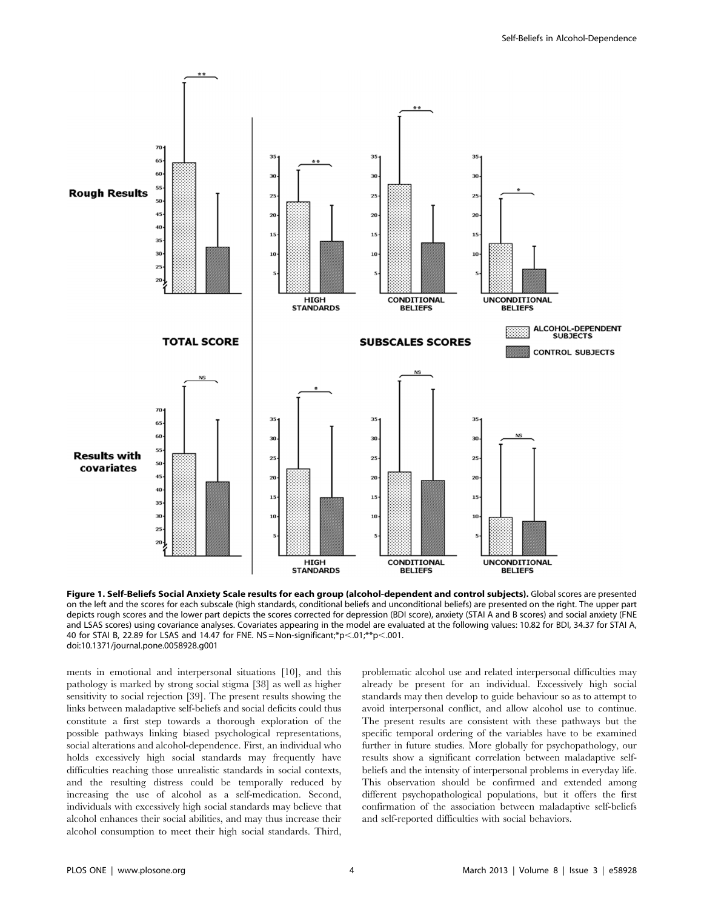**Figure 1. Self-Beliefs Social Anxiety Scale results for each group (alcohol-dependent and control subjects).** Global scores are presented on the left and the scores for each subscale (high standards, conditional beliefs and unconditional beliefs) are presented on the right. The upper part depicts rough scores and the lower part depicts the scores corrected for depression (BDI score), anxiety (STAI A and B scores) and social anxiety (FNE and LSAS scores) using covariance analyses. Covariates appearing in the model are evaluated at the following values: 10.82 for BDI, 34.37 for STAI A, 40 for STAI B, 22.89 for LSAS and 14.47 for FNE. NS = Non-significant;*p<.01;**p<.001.
doi:10.1371/journal.pone.0058928.g001

ments in emotional and interpersonal situations [10], and this pathology is marked by strong social stigma [38] as well as higher sensitivity to social rejection [39]. The present results showing the links between maladaptive self-beliefs and social deficits could thus constitute a first step towards a thorough exploration of the possible pathways linking biased psychological representations, social alterations and alcohol-dependence. First, an individual who holds excessively high social standards may frequently have difficulties reaching those unrealistic standards in social contexts, and the resulting distress could be temporally reduced by increasing the use of alcohol as a self-medication. Second, individuals with excessively high social standards may believe that alcohol enhances their social abilities, and may thus increase their alcohol consumption to meet their high social standards. Third, problematic alcohol use and related interpersonal difficulties may already be present for an individual. Excessively high social standards may then develop to guide behaviour so as to attempt to avoid interpersonal conflict, and allow alcohol use to continue. The present results are consistent with these pathways but the specific temporal ordering of the variables have to be examined further in future studies. More globally for psychopathology, our results show a significant correlation between maladaptive self-beliefs and the intensity of interpersonal problems in everyday life. This observation should be confirmed and extended among different psychopathological populations, but it offers the first confirmation of the association between maladaptive self-beliefs and self-reported difficulties with social behaviors.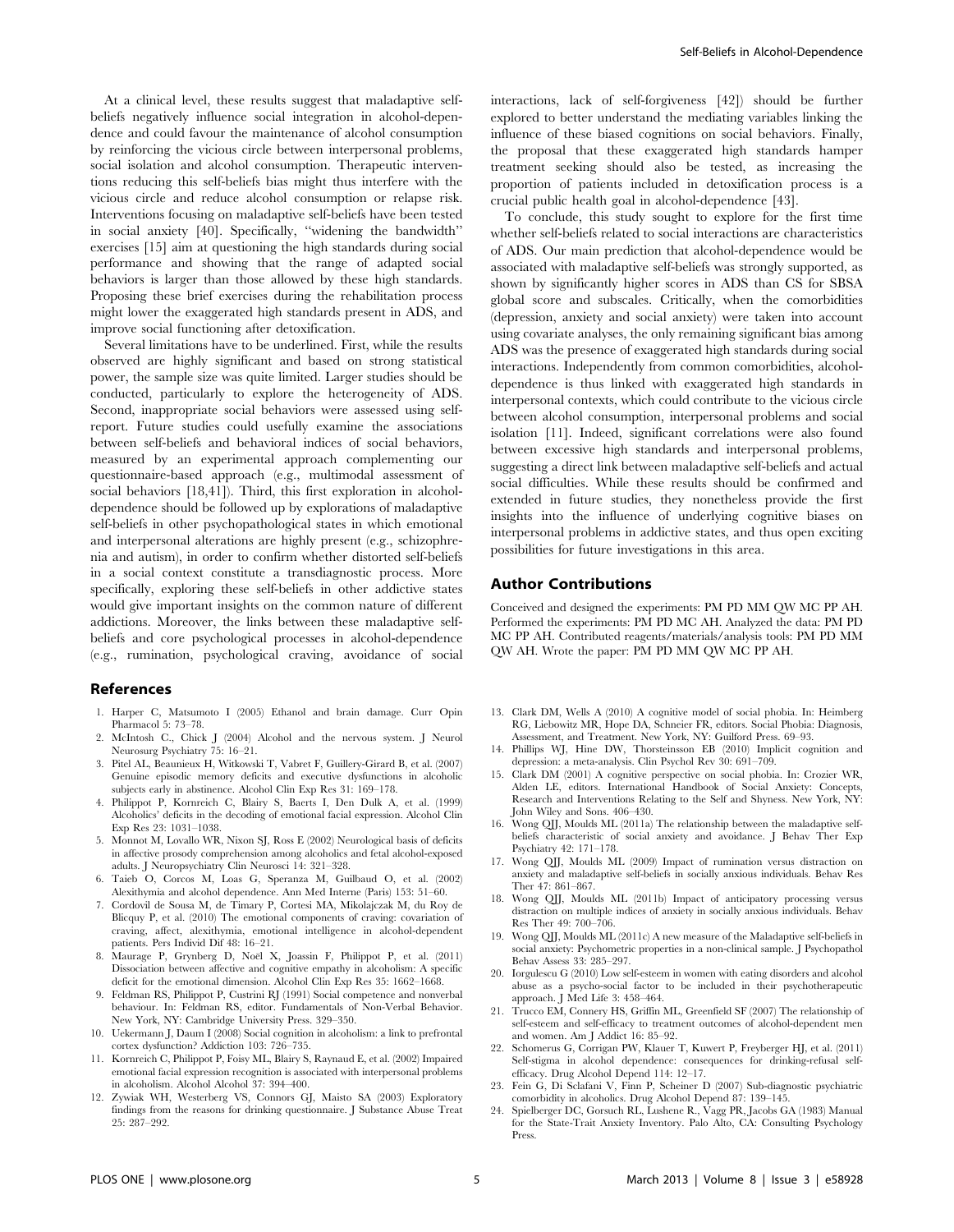At a clinical level, these results suggest that maladaptive self-beliefs negatively influence social integration in alcohol-dependence and could favour the maintenance of alcohol consumption by reinforcing the vicious circle between interpersonal problems, social isolation and alcohol consumption. Therapeutic interventions reducing this self-beliefs bias might thus interfere with the vicious circle and reduce alcohol consumption or relapse risk. Interventions focusing on maladaptive self-beliefs have been tested in social anxiety [40]. Specifically, ''widening the bandwidth'' exercises [15] aim at questioning the high standards during social performance and showing that the range of adapted social behaviors is larger than those allowed by these high standards. Proposing these brief exercises during the rehabilitation process might lower the exaggerated high standards present in ADS, and improve social functioning after detoxification.

Several limitations have to be underlined. First, while the results observed are highly significant and based on strong statistical power, the sample size was quite limited. Larger studies should be conducted, particularly to explore the heterogeneity of ADS. Second, inappropriate social behaviors were assessed using self-report. Future studies could usefully examine the associations between self-beliefs and behavioral indices of social behaviors, measured by an experimental approach complementing our questionnaire-based approach (e.g., multimodal assessment of social behaviors [18,41]). Third, this first exploration in alcohol-dependence should be followed up by explorations of maladaptive self-beliefs in other psychopathological states in which emotional and interpersonal alterations are highly present (e.g., schizophrenia and autism), in order to confirm whether distorted self-beliefs in a social context constitute a transdiagnostic process. More specifically, exploring these self-beliefs in other addictive states would give important insights on the common nature of different addictions. Moreover, the links between these maladaptive self-beliefs and core psychological processes in alcohol-dependence (e.g., rumination, psychological craving, avoidance of social interactions, lack of self-forgiveness [42]) should be further explored to better understand the mediating variables linking the influence of these biased cognitions on social behaviors. Finally, the proposal that these exaggerated high standards hamper treatment seeking should also be tested, as increasing the proportion of patients included in detoxification process is a crucial public health goal in alcohol-dependence [43].

To conclude, this study sought to explore for the first time whether self-beliefs related to social interactions are characteristics of ADS. Our main prediction that alcohol-dependence would be associated with maladaptive self-beliefs was strongly supported, as shown by significantly higher scores in ADS than CS for SBSA global score and subscales. Critically, when the comorbidities (depression, anxiety and social anxiety) were taken into account using covariate analyses, the only remaining significant bias among ADS was the presence of exaggerated high standards during social interactions. Independently from common comorbidities, alcohol-dependence is thus linked with exaggerated high standards in interpersonal contexts, which could contribute to the vicious circle between alcohol consumption, interpersonal problems and social isolation [11]. Indeed, significant correlations were also found between excessive high standards and interpersonal problems, suggesting a direct link between maladaptive self-beliefs and actual social difficulties. While these results should be confirmed and extended in future studies, they nonetheless provide the first insights into the influence of underlying cognitive biases on interpersonal problems in addictive states, and thus open exciting possibilities for future investigations in this area.

## Author Contributions

Conceived and designed the experiments: PM PD MM QW MC PP AH. Performed the experiments: PM PD MC AH. Analyzed the data: PM PD MC PP AH. Contributed reagents/materials/analysis tools: PM PD MM QW AH. Wrote the paper: PM PD MM QW MC PP AH.

## References

1. Harper C, Matsumoto I (2005) Ethanol and brain damage. Curr Opin Pharmacol 5: 73–78.
2. McIntosh C., Chick J (2004) Alcohol and the nervous system. J Neurol Neurosurg Psychiatry 75: 16–21.
3. Pitel AL, Beaunieux H, Witkowski T, Vabret F, Guillery-Girard B, et al. (2007) Genuine episodic memory deficits and executive dysfunctions in alcoholic subjects early in abstinence. Alcohol Clin Exp Res 31: 169–178.
4. Philippot P, Kornreich C, Blairy S, Baerts I, Den Dulk A, et al. (1999) Alcoholics' deficits in the decoding of emotional facial expression. Alcohol Clin Exp Res 23: 1031–1038.
5. Monnot M, Lovallo WR, Nixon SJ, Ross E (2002) Neurological basis of deficits in affective prosody comprehension among alcoholics and fetal alcohol-exposed adults. J Neuropsychiatry Clin Neurosci 14: 321–328.
6. Taieb O, Corcos M, Loas G, Speranza M, Guilbaud O, et al. (2002) Alexithymia and alcohol dependence. Ann Med Interne (Paris) 153: 51–60.
7. Cordovil de Sousa M, de Timary P, Cortesi MA, Mikolajczak M, du Roy de Blicquy P, et al. (2010) The emotional components of craving: covariation of craving, affect, alexithymia, emotional intelligence in alcohol-dependent patients. Pers Individ Dif 48: 16–21.
8. Maurage P, Grynberg D, Noël X, Joassin F, Philippot P, et al. (2011) Dissociation between affective and cognitive empathy in alcoholism: A specific deficit for the emotional dimension. Alcohol Clin Exp Res 35: 1662–1668.
9. Feldman RS, Philippot P, Custrini RJ (1991) Social competence and nonverbal behaviour. In: Feldman RS, editor. Fundamentals of Non-Verbal Behavior. New York, NY: Cambridge University Press. 329–350.
10. Uekermann J, Daum I (2008) Social cognition in alcoholism: a link to prefrontal cortex dysfunction? Addiction 103: 726–735.
11. Kornreich C, Philippot P, Foisy ML, Blairy S, Raynaud E, et al. (2002) Impaired emotional facial expression recognition is associated with interpersonal problems in alcoholism. Alcohol Alcohol 37: 394–400.
12. Zywiak WH, Westerberg VS, Connors GJ, Maisto SA (2003) Exploratory findings from the reasons for drinking questionnaire. J Substance Abuse Treat 25: 287–292.
13. Clark DM, Wells A (2010) A cognitive model of social phobia. In: Heimberg RG, Liebowitz MR, Hope DA, Schneier FR, editors. Social Phobia: Diagnosis, Assessment, and Treatment. New York, NY: Guilford Press. 69–93.
14. Phillips WJ, Hine DW, Thorsteinsson EB (2010) Implicit cognition and depression: a meta-analysis. Clin Psychol Rev 30: 691–709.
15. Clark DM (2001) A cognitive perspective on social phobia. In: Crozier WR, Alden LE, editors. International Handbook of Social Anxiety: Concepts, Research and Interventions Relating to the Self and Shyness. New York, NY: John Wiley and Sons. 406–430.
16. Wong QJJ, Moulds ML (2011a) The relationship between the maladaptive self-beliefs characteristic of social anxiety and avoidance. J Behav Ther Exp Psychiatry 42: 171–178.
17. Wong QJJ, Moulds ML (2009) Impact of rumination versus distraction on anxiety and maladaptive self-beliefs in socially anxious individuals. Behav Res Ther 47: 861–867.
18. Wong QJJ, Moulds ML (2011b) Impact of anticipatory processing versus distraction on multiple indices of anxiety in socially anxious individuals. Behav Res Ther 49: 700–706.
19. Wong QJJ, Moulds ML (2011c) A new measure of the Maladaptive self-beliefs in social anxiety: Psychometric properties in a non-clinical sample. J Psychopathol Behav Assess 33: 285–297.
20. Iorgulescu G (2010) Low self-esteem in women with eating disorders and alcohol abuse as a psycho-social factor to be included in their psychotherapeutic approach. J Med Life 3: 458–464.
21. Trucco EM, Connery HS, Griffin ML, Greenfield SF (2007) The relationship of self-esteem and self-efficacy to treatment outcomes of alcohol-dependent men and women. Am J Addict 16: 85–92.
22. Schomerus G, Corrigan PW, Klauer T, Kuwert P, Freyberger HJ, et al. (2011) Self-stigma in alcohol dependence: consequences for drinking-refusal self-efficacy. Drug Alcohol Depend 114: 12–17.
23. Fein G, Di Sclafani V, Finn P, Scheiner D (2007) Sub-diagnostic psychiatric comorbidity in alcoholics. Drug Alcohol Depend 87: 139–145.
24. Spielberger DC, Gorsuch RL, Lushene R., Vagg PR, Jacobs GA (1983) Manual for the State-Trait Anxiety Inventory. Palo Alto, CA: Consulting Psychology Press.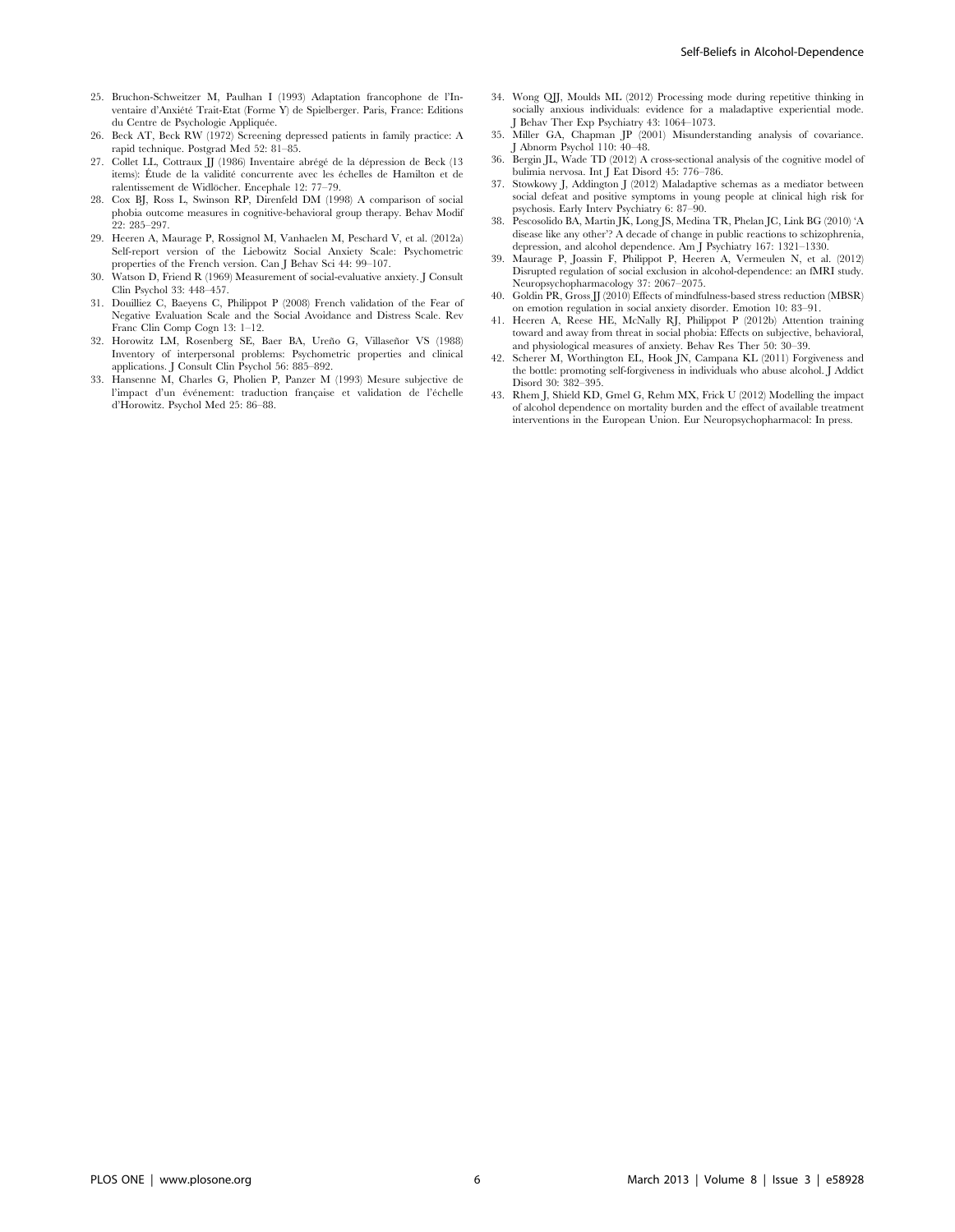25. Bruchon-Schweitzer M, Paulhan I (1993) Adaptation francophone de l'Inventaire d'Anxiété Trait-Etat (Forme Y) de Spielberger. Paris, France: Editions du Centre de Psychologie Appliquée.
26. Beck AT, Beck RW (1972) Screening depressed patients in family practice: A rapid technique. Postgrad Med 52: 81–85.
27. Collet LL, Cottraux JJ (1986) Inventaire abrégé de la dépression de Beck (13 items): Étude de la validité concurrente avec les échelles de Hamilton et de ralentissement de Widlöcher. Encephale 12: 77–79.
28. Cox BJ, Ross L, Swinson RP, Direnfeld DM (1998) A comparison of social phobia outcome measures in cognitive-behavioral group therapy. Behav Modif 22: 285–297.
29. Heeren A, Maurage P, Rossignol M, Vanhaelen M, Peschard V, et al. (2012a) Self-report version of the Liebowitz Social Anxiety Scale: Psychometric properties of the French version. Can J Behav Sci 44: 99–107.
30. Watson D, Friend R (1969) Measurement of social-evaluative anxiety. J Consult Clin Psychol 33: 448–457.
31. Douilliez C, Baeyens C, Philippot P (2008) French validation of the Fear of Negative Evaluation Scale and the Social Avoidance and Distress Scale. Rev Franc Clin Comp Cogn 13: 1–12.
32. Horowitz LM, Rosenberg SE, Baer BA, Ureño G, Villaseñor VS (1988) Inventory of interpersonal problems: Psychometric properties and clinical applications. J Consult Clin Psychol 56: 885–892.
33. Hansenne M, Charles G, Pholien P, Panzer M (1993) Mesure subjective de l'impact d'un événement: traduction française et validation de l'échelle d'Horowitz. Psychol Med 25: 86–88.
34. Wong QJJ, Moulds ML (2012) Processing mode during repetitive thinking in socially anxious individuals: evidence for a maladaptive experiential mode. J Behav Ther Exp Psychiatry 43: 1064–1073.
35. Miller GA, Chapman JP (2001) Misunderstanding analysis of covariance. J Abnorm Psychol 110: 40–48.
36. Bergin JL, Wade TD (2012) A cross-sectional analysis of the cognitive model of bulimia nervosa. Int J Eat Disord 45: 776–786.
37. Stowkowy J, Addington J (2012) Maladaptive schemas as a mediator between social defeat and positive symptoms in young people at clinical high risk for psychosis. Early Interv Psychiatry 6: 87–90.
38. Pescosolido BA, Martin JK, Long JS, Medina TR, Phelan JC, Link BG (2010) 'A disease like any other'? A decade of change in public reactions to schizophrenia, depression, and alcohol dependence. Am J Psychiatry 167: 1321–1330.
39. Maurage P, Joassin F, Philippot P, Heeren A, Vermeulen N, et al. (2012) Disrupted regulation of social exclusion in alcohol-dependence: an fMRI study. Neuropsychopharmacology 37: 2067–2075.
40. Goldin PR, Gross JJ (2010) Effects of mindfulness-based stress reduction (MBSR) on emotion regulation in social anxiety disorder. Emotion 10: 83–91.
41. Heeren A, Reese HE, McNally RJ, Philippot P (2012b) Attention training toward and away from threat in social phobia: Effects on subjective, behavioral, and physiological measures of anxiety. Behav Res Ther 50: 30–39.
42. Scherer M, Worthington EL, Hook JN, Campana KL (2011) Forgiveness and the bottle: promoting self-forgiveness in individuals who abuse alcohol. J Addict Disord 30: 382–395.
43. Rhem J, Shield KD, Gmel G, Rehm MX, Frick U (2012) Modelling the impact of alcohol dependence on mortality burden and the effect of available treatment interventions in the European Union. Eur Neuropsychopharmacol: In press.